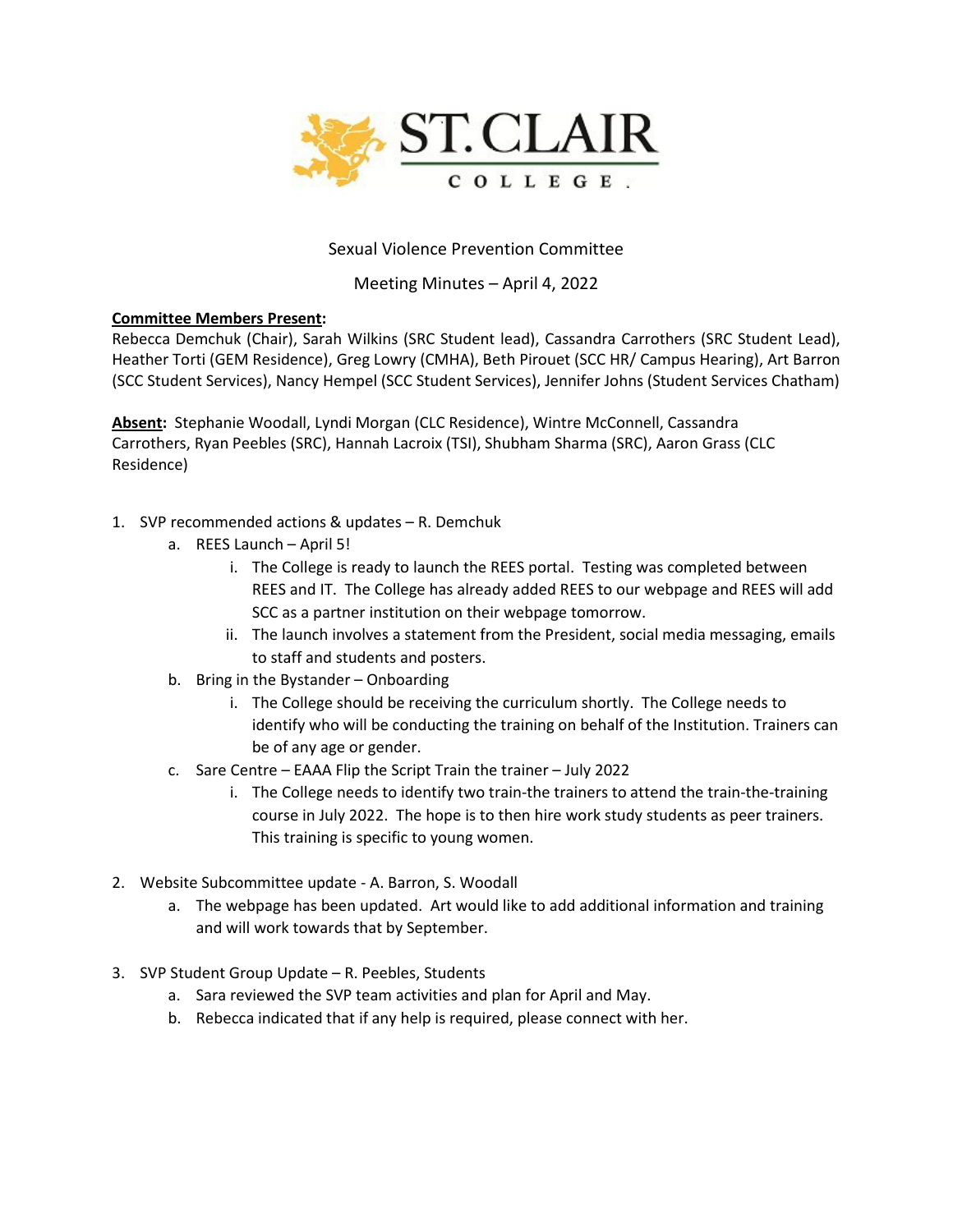ST. CLAIR COLLEGE.

Sexual Violence Prevention Committee

Meeting Minutes – April 4, 2022

**Committee Members Present:**
Rebecca Demchuk (Chair), Sarah Wilkins (SRC Student lead), Cassandra Carrothers (SRC Student Lead), Heather Torti (GEM Residence), Greg Lowry (CMHA), Beth Pirouet (SCC HR/ Campus Hearing), Art Barron (SCC Student Services), Nancy Hempel (SCC Student Services), Jennifer Johns (Student Services Chatham)

**Absent:** Stephanie Woodall, Lyndi Morgan (CLC Residence), Wintre McConnell, Cassandra Carrothers, Ryan Peebles (SRC), Hannah Lacroix (TSI), Shubham Sharma (SRC), Aaron Grass (CLC Residence)

1. SVP recommended actions & updates – R. Demchuk
   a. REES Launch – April 5!
      i. The College is ready to launch the REES portal. Testing was completed between REES and IT. The College has already added REES to our webpage and REES will add SCC as a partner institution on their webpage tomorrow.
      ii. The launch involves a statement from the President, social media messaging, emails to staff and students and posters.
   b. Bring in the Bystander – Onboarding
      i. The College should be receiving the curriculum shortly. The College needs to identify who will be conducting the training on behalf of the Institution. Trainers can be of any age or gender.
   c. Sare Centre – EAAA Flip the Script Train the trainer – July 2022
      i. The College needs to identify two train-the trainers to attend the train-the-training course in July 2022. The hope is to then hire work study students as peer trainers. This training is specific to young women.

2. Website Subcommittee update - A. Barron, S. Woodall
   a. The webpage has been updated. Art would like to add additional information and training and will work towards that by September.

3. SVP Student Group Update – R. Peebles, Students
   a. Sara reviewed the SVP team activities and plan for April and May.
   b. Rebecca indicated that if any help is required, please connect with her.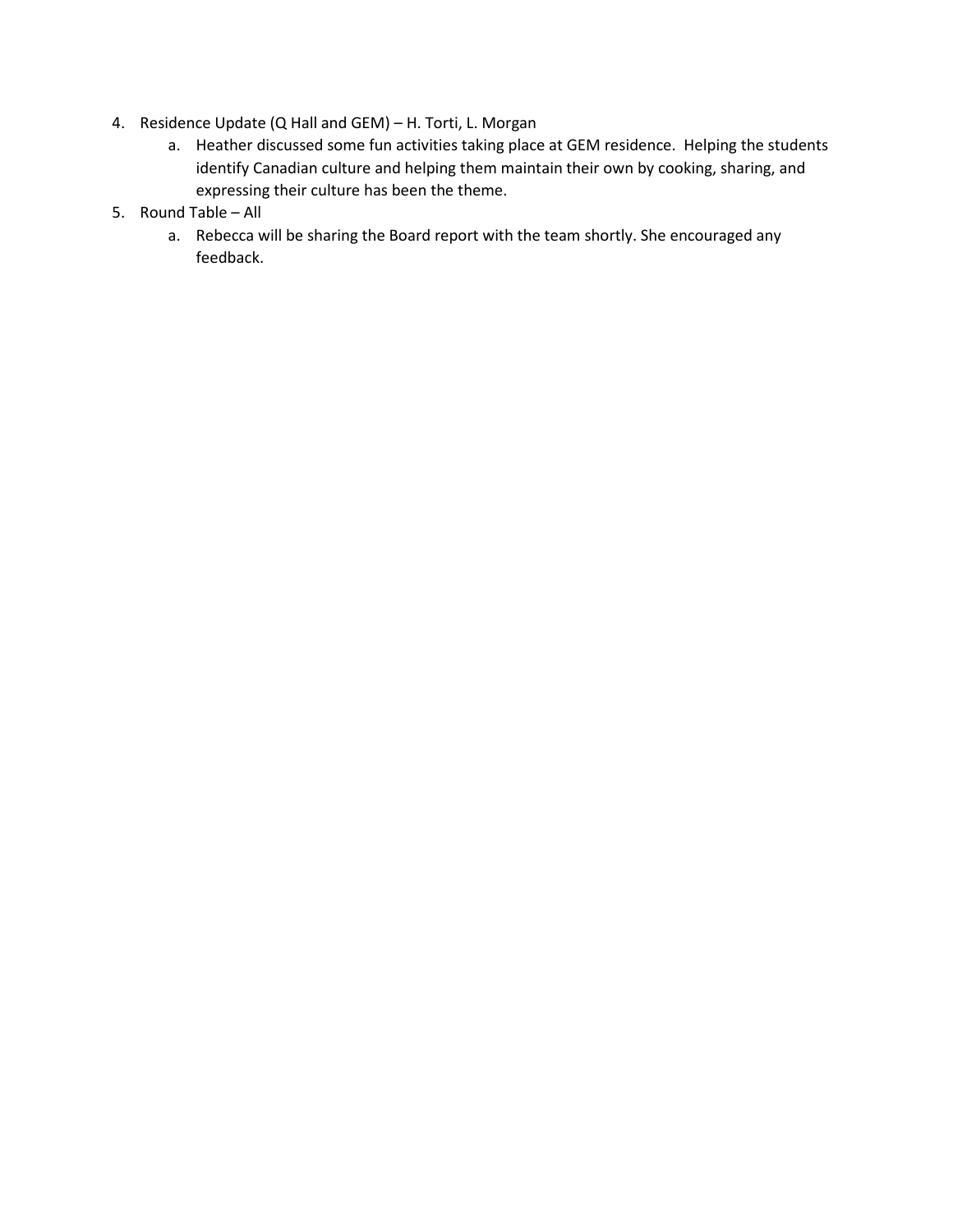4. Residence Update (Q Hall and GEM) – H. Torti, L. Morgan
    a. Heather discussed some fun activities taking place at GEM residence. Helping the students identify Canadian culture and helping them maintain their own by cooking, sharing, and expressing their culture has been the theme.
5. Round Table – All
    a. Rebecca will be sharing the Board report with the team shortly. She encouraged any feedback.